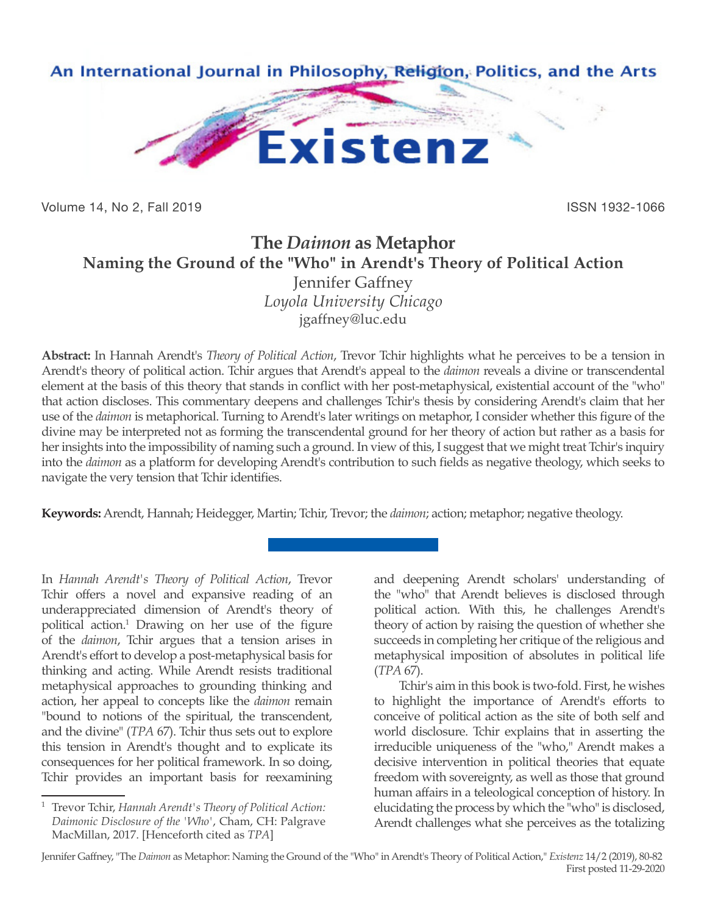# The *Daimon* as Metaphor

## Naming the Ground of the "Who" in Arendt's Theory of Political Action

Jennifer Gaffney
*Loyola University Chicago*
jgaffney@luc.edu

**Abstract:** In Hannah Arendt's *Theory of Political Action*, Trevor Tchir highlights what he perceives to be a tension in Arendt's theory of political action. Tchir argues that Arendt's appeal to the *daimon* reveals a divine or transcendental element at the basis of this theory that stands in conflict with her post-metaphysical, existential account of the "who" that action discloses. This commentary deepens and challenges Tchir's thesis by considering Arendt's claim that her use of the *daimon* is metaphorical. Turning to Arendt's later writings on metaphor, I consider whether this figure of the divine may be interpreted not as forming the transcendental ground for her theory of action but rather as a basis for her insights into the impossibility of naming such a ground. In view of this, I suggest that we might treat Tchir's inquiry into the *daimon* as a platform for developing Arendt's contribution to such fields as negative theology, which seeks to navigate the very tension that Tchir identifies.

**Keywords:** Arendt, Hannah; Heidegger, Martin; Tchir, Trevor; the *daimon*; action; metaphor; negative theology.

In *Hannah Arendt's Theory of Political Action*, Trevor Tchir offers a novel and expansive reading of an underappreciated dimension of Arendt's theory of political action.[1] Drawing on her use of the figure of the *daimon*, Tchir argues that a tension arises in Arendt's effort to develop a post-metaphysical basis for thinking and acting. While Arendt resists traditional metaphysical approaches to grounding thinking and action, her appeal to concepts like the *daimon* remain "bound to notions of the spiritual, the transcendent, and the divine" (*TPA* 67). Tchir thus sets out to explore this tension in Arendt's thought and to explicate its consequences for her political framework. In so doing, Tchir provides an important basis for reexamining and deepening Arendt scholars' understanding of the "who" that Arendt believes is disclosed through political action. With this, he challenges Arendt's theory of action by raising the question of whether she succeeds in completing her critique of the religious and metaphysical imposition of absolutes in political life (*TPA* 67).

Tchir's aim in this book is two-fold. First, he wishes to highlight the importance of Arendt's efforts to conceive of political action as the site of both self and world disclosure. Tchir explains that in asserting the irreducible uniqueness of the "who," Arendt makes a decisive intervention in political theories that equate freedom with sovereignty, as well as those that ground human affairs in a teleological conception of history. In elucidating the process by which the "who" is disclosed, Arendt challenges what she perceives as the totalizing

[1] Trevor Tchir, *Hannah Arendt's Theory of Political Action: Daimonic Disclosure of the 'Who'*, Cham, CH: Palgrave MacMillan, 2017. [Henceforth cited as *TPA*]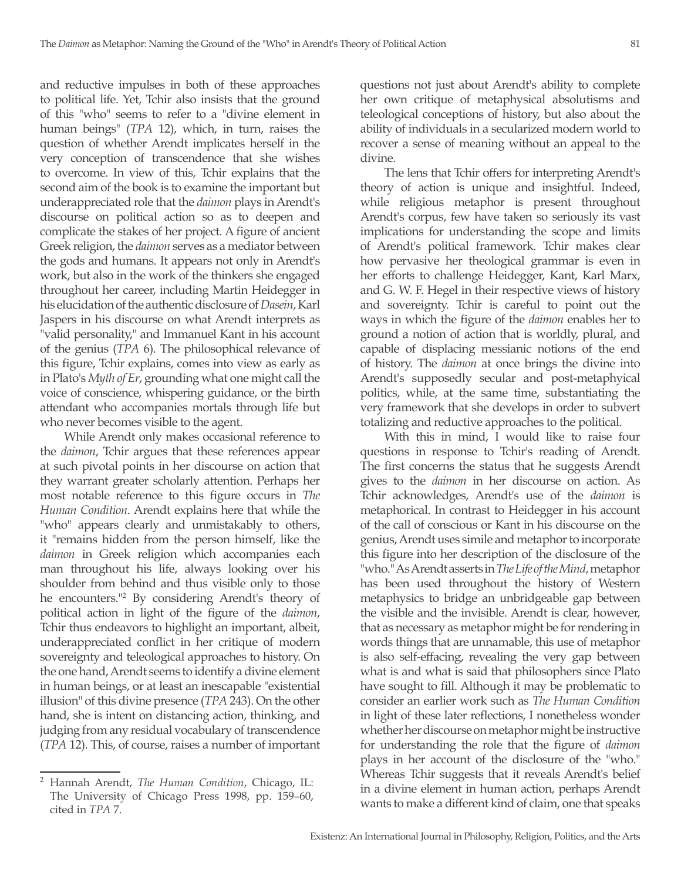and reductive impulses in both of these approaches to political life. Yet, Tchir also insists that the ground of this "who" seems to refer to a "divine element in human beings" (*TPA* 12), which, in turn, raises the question of whether Arendt implicates herself in the very conception of transcendence that she wishes to overcome. In view of this, Tchir explains that the second aim of the book is to examine the important but underappreciated role that the *daimon* plays in Arendt's discourse on political action so as to deepen and complicate the stakes of her project. A figure of ancient Greek religion, the *daimon* serves as a mediator between the gods and humans. It appears not only in Arendt's work, but also in the work of the thinkers she engaged throughout her career, including Martin Heidegger in his elucidation of the authentic disclosure of *Dasein*, Karl Jaspers in his discourse on what Arendt interprets as "valid personality," and Immanuel Kant in his account of the genius (*TPA* 6). The philosophical relevance of this figure, Tchir explains, comes into view as early as in Plato's *Myth of Er*, grounding what one might call the voice of conscience, whispering guidance, or the birth attendant who accompanies mortals through life but who never becomes visible to the agent.

While Arendt only makes occasional reference to the *daimon*, Tchir argues that these references appear at such pivotal points in her discourse on action that they warrant greater scholarly attention. Perhaps her most notable reference to this figure occurs in *The Human Condition*. Arendt explains here that while the "who" appears clearly and unmistakably to others, it "remains hidden from the person himself, like the *daimon* in Greek religion which accompanies each man throughout his life, always looking over his shoulder from behind and thus visible only to those he encounters."[2] By considering Arendt's theory of political action in light of the figure of the *daimon*, Tchir thus endeavors to highlight an important, albeit, underappreciated conflict in her critique of modern sovereignty and teleological approaches to history. On the one hand, Arendt seems to identify a divine element in human beings, or at least an inescapable "existential illusion" of this divine presence (*TPA* 243). On the other hand, she is intent on distancing action, thinking, and judging from any residual vocabulary of transcendence (*TPA* 12). This, of course, raises a number of important questions not just about Arendt's ability to complete her own critique of metaphysical absolutisms and teleological conceptions of history, but also about the ability of individuals in a secularized modern world to recover a sense of meaning without an appeal to the divine.

The lens that Tchir offers for interpreting Arendt's theory of action is unique and insightful. Indeed, while religious metaphor is present throughout Arendt's corpus, few have taken so seriously its vast implications for understanding the scope and limits of Arendt's political framework. Tchir makes clear how pervasive her theological grammar is even in her efforts to challenge Heidegger, Kant, Karl Marx, and G. W. F. Hegel in their respective views of history and sovereignty. Tchir is careful to point out the ways in which the figure of the *daimon* enables her to ground a notion of action that is worldly, plural, and capable of displacing messianic notions of the end of history. The *daimon* at once brings the divine into Arendt's supposedly secular and post-metaphyical politics, while, at the same time, substantiating the very framework that she develops in order to subvert totalizing and reductive approaches to the political.

With this in mind, I would like to raise four questions in response to Tchir's reading of Arendt. The first concerns the status that he suggests Arendt gives to the *daimon* in her discourse on action. As Tchir acknowledges, Arendt's use of the *daimon* is metaphorical. In contrast to Heidegger in his account of the call of conscious or Kant in his discourse on the genius, Arendt uses simile and metaphor to incorporate this figure into her description of the disclosure of the "who." As Arendt asserts in *The Life of the Mind*, metaphor has been used throughout the history of Western metaphysics to bridge an unbridgeable gap between the visible and the invisible. Arendt is clear, however, that as necessary as metaphor might be for rendering in words things that are unnamable, this use of metaphor is also self-effacing, revealing the very gap between what is and what is said that philosophers since Plato have sought to fill. Although it may be problematic to consider an earlier work such as *The Human Condition* in light of these later reflections, I nonetheless wonder whether her discourse on metaphor might be instructive for understanding the role that the figure of *daimon* plays in her account of the disclosure of the "who." Whereas Tchir suggests that it reveals Arendt's belief in a divine element in human action, perhaps Arendt wants to make a different kind of claim, one that speaks

---

[2] Hannah Arendt, *The Human Condition*, Chicago, IL: The University of Chicago Press 1998, pp. 159–60, cited in *TPA* 7.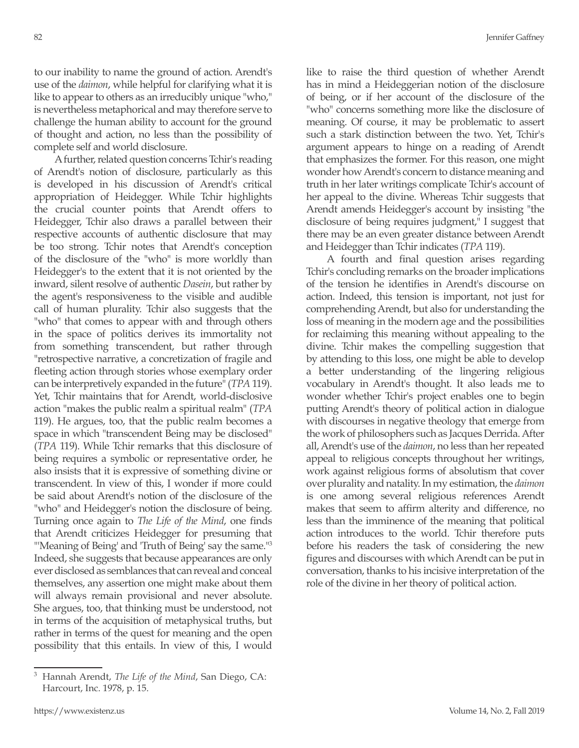to our inability to name the ground of action. Arendt's use of the *daimon*, while helpful for clarifying what it is like to appear to others as an irreducibly unique "who," is nevertheless metaphorical and may therefore serve to challenge the human ability to account for the ground of thought and action, no less than the possibility of complete self and world disclosure.

A further, related question concerns Tchir's reading of Arendt's notion of disclosure, particularly as this is developed in his discussion of Arendt's critical appropriation of Heidegger. While Tchir highlights the crucial counter points that Arendt offers to Heidegger, Tchir also draws a parallel between their respective accounts of authentic disclosure that may be too strong. Tchir notes that Arendt's conception of the disclosure of the "who" is more worldly than Heidegger's to the extent that it is not oriented by the inward, silent resolve of authentic *Dasein*, but rather by the agent's responsiveness to the visible and audible call of human plurality. Tchir also suggests that the "who" that comes to appear with and through others in the space of politics derives its immortality not from something transcendent, but rather through "retrospective narrative, a concretization of fragile and fleeting action through stories whose exemplary order can be interpretively expanded in the future" (*TPA* 119). Yet, Tchir maintains that for Arendt, world-disclosive action "makes the public realm a spiritual realm" (*TPA* 119). He argues, too, that the public realm becomes a space in which "transcendent Being may be disclosed" (*TPA* 119). While Tchir remarks that this disclosure of being requires a symbolic or representative order, he also insists that it is expressive of something divine or transcendent. In view of this, I wonder if more could be said about Arendt's notion of the disclosure of the "who" and Heidegger's notion the disclosure of being. Turning once again to *The Life of the Mind*, one finds that Arendt criticizes Heidegger for presuming that "'Meaning of Being' and 'Truth of Being' say the same."[3] Indeed, she suggests that because appearances are only ever disclosed as semblances that can reveal and conceal themselves, any assertion one might make about them will always remain provisional and never absolute. She argues, too, that thinking must be understood, not in terms of the acquisition of metaphysical truths, but rather in terms of the quest for meaning and the open possibility that this entails. In view of this, I would like to raise the third question of whether Arendt has in mind a Heideggerian notion of the disclosure of being, or if her account of the disclosure of the "who" concerns something more like the disclosure of meaning. Of course, it may be problematic to assert such a stark distinction between the two. Yet, Tchir's argument appears to hinge on a reading of Arendt that emphasizes the former. For this reason, one might wonder how Arendt's concern to distance meaning and truth in her later writings complicate Tchir's account of her appeal to the divine. Whereas Tchir suggests that Arendt amends Heidegger's account by insisting "the disclosure of being requires judgment," I suggest that there may be an even greater distance between Arendt and Heidegger than Tchir indicates (*TPA* 119).

A fourth and final question arises regarding Tchir's concluding remarks on the broader implications of the tension he identifies in Arendt's discourse on action. Indeed, this tension is important, not just for comprehending Arendt, but also for understanding the loss of meaning in the modern age and the possibilities for reclaiming this meaning without appealing to the divine. Tchir makes the compelling suggestion that by attending to this loss, one might be able to develop a better understanding of the lingering religious vocabulary in Arendt's thought. It also leads me to wonder whether Tchir's project enables one to begin putting Arendt's theory of political action in dialogue with discourses in negative theology that emerge from the work of philosophers such as Jacques Derrida. After all, Arendt's use of the *daimon*, no less than her repeated appeal to religious concepts throughout her writings, work against religious forms of absolutism that cover over plurality and natality. In my estimation, the *daimon* is one among several religious references Arendt makes that seem to affirm alterity and difference, no less than the imminence of the meaning that political action introduces to the world. Tchir therefore puts before his readers the task of considering the new figures and discourses with which Arendt can be put in conversation, thanks to his incisive interpretation of the role of the divine in her theory of political action.

---

[3] Hannah Arendt, *The Life of the Mind*, San Diego, CA: Harcourt, Inc. 1978, p. 15.